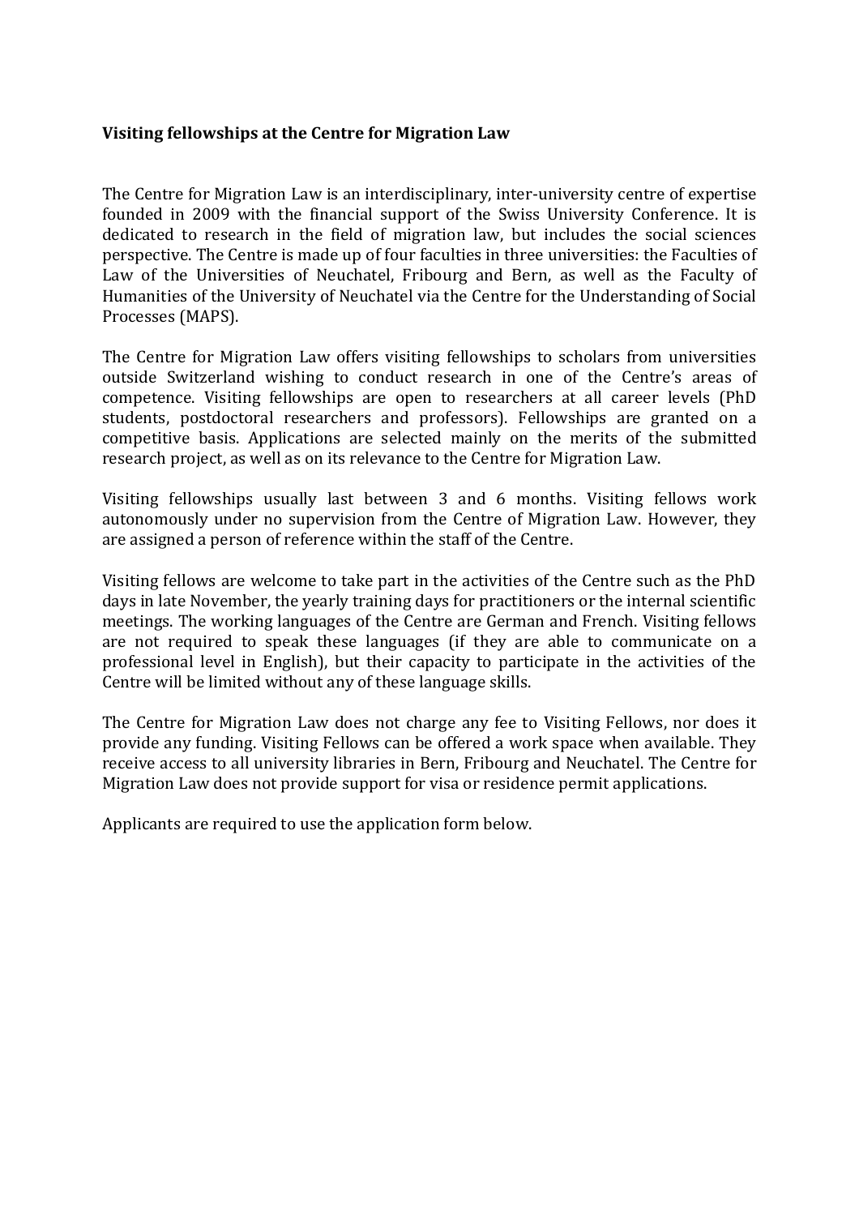**Visiting fellowships at the Centre for Migration Law**

The Centre for Migration Law is an interdisciplinary, inter-university centre of expertise founded in 2009 with the financial support of the Swiss University Conference. It is dedicated to research in the field of migration law, but includes the social sciences perspective. The Centre is made up of four faculties in three universities: the Faculties of Law of the Universities of Neuchatel, Fribourg and Bern, as well as the Faculty of Humanities of the University of Neuchatel via the Centre for the Understanding of Social Processes (MAPS).

The Centre for Migration Law offers visiting fellowships to scholars from universities outside Switzerland wishing to conduct research in one of the Centre's areas of competence. Visiting fellowships are open to researchers at all career levels (PhD students, postdoctoral researchers and professors). Fellowships are granted on a competitive basis. Applications are selected mainly on the merits of the submitted research project, as well as on its relevance to the Centre for Migration Law.

Visiting fellowships usually last between 3 and 6 months. Visiting fellows work autonomously under no supervision from the Centre of Migration Law. However, they are assigned a person of reference within the staff of the Centre.

Visiting fellows are welcome to take part in the activities of the Centre such as the PhD days in late November, the yearly training days for practitioners or the internal scientific meetings. The working languages of the Centre are German and French. Visiting fellows are not required to speak these languages (if they are able to communicate on a professional level in English), but their capacity to participate in the activities of the Centre will be limited without any of these language skills.

The Centre for Migration Law does not charge any fee to Visiting Fellows, nor does it provide any funding. Visiting Fellows can be offered a work space when available. They receive access to all university libraries in Bern, Fribourg and Neuchatel. The Centre for Migration Law does not provide support for visa or residence permit applications.

Applicants are required to use the application form below.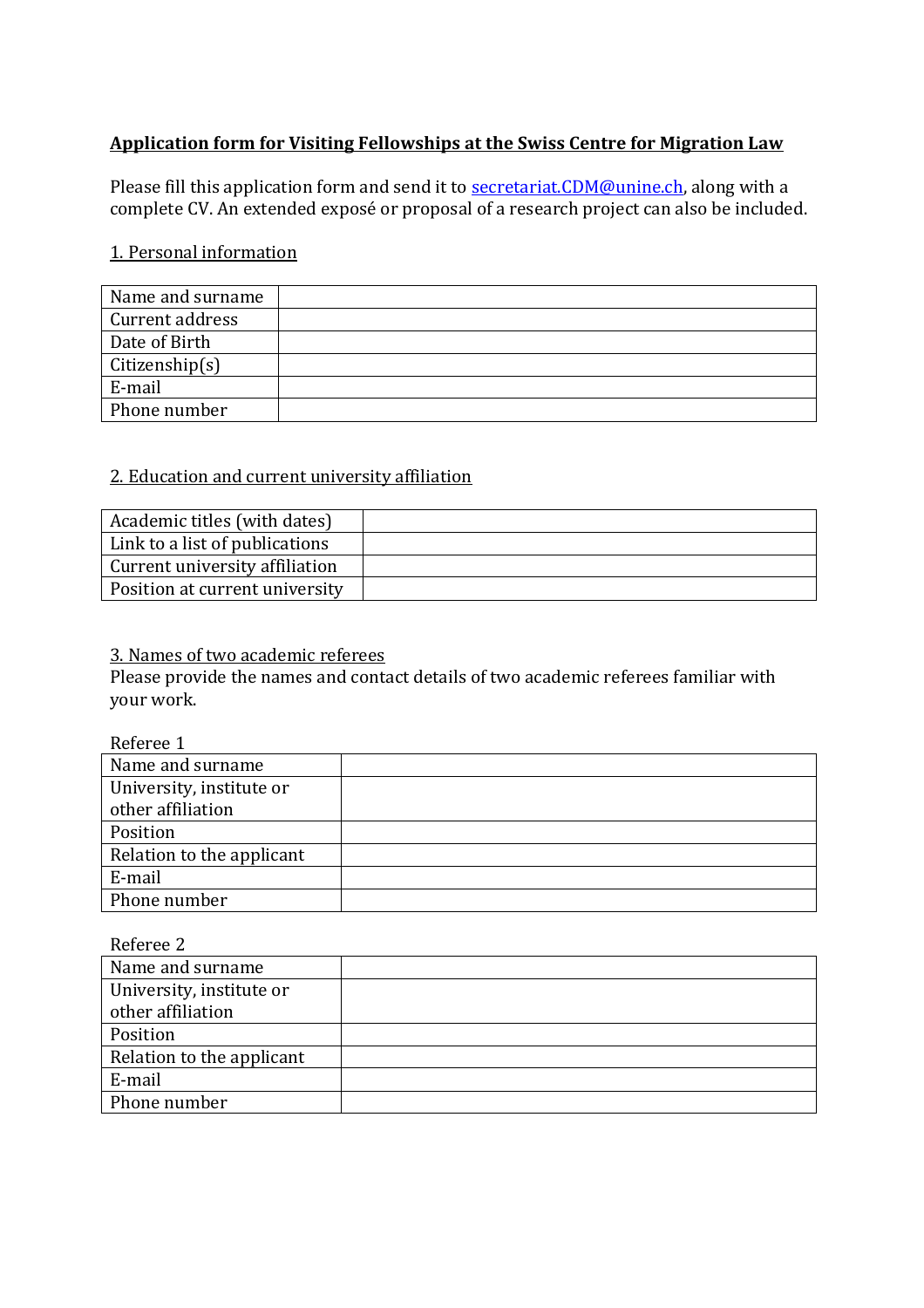# Application form for Visiting Fellowships at the Swiss Centre for Migration Law

Please fill this application form and send it to secretariat.CDM@unine.ch, along with a complete CV. An extended exposé or proposal of a research project can also be included.

## 1. Personal information

| | |
|---|---|
| Name and surname | |
| Current address | |
| Date of Birth | |
| Citizenship(s) | |
| E-mail | |
| Phone number | |

## 2. Education and current university affiliation

| | |
|---|---|
| Academic titles (with dates) | |
| Link to a list of publications | |
| Current university affiliation | |
| Position at current university | |

## 3. Names of two academic referees

Please provide the names and contact details of two academic referees familiar with your work.

Referee 1

| | |
|---|---|
| Name and surname | |
| University, institute or other affiliation | |
| Position | |
| Relation to the applicant | |
| E-mail | |
| Phone number | |

Referee 2

| | |
|---|---|
| Name and surname | |
| University, institute or other affiliation | |
| Position | |
| Relation to the applicant | |
| E-mail | |
| Phone number | |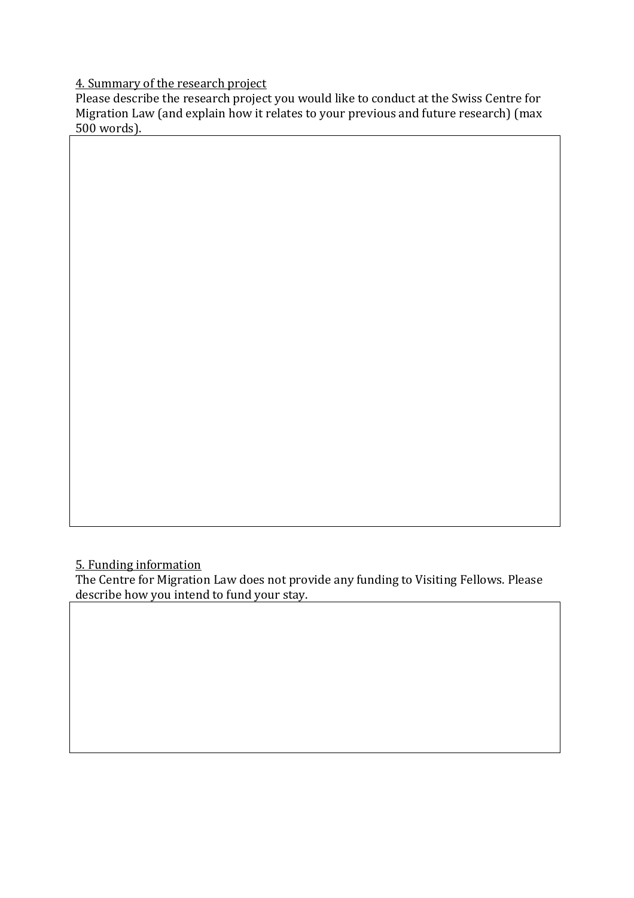4. Summary of the research project

Please describe the research project you would like to conduct at the Swiss Centre for Migration Law (and explain how it relates to your previous and future research) (max 500 words).

5. Funding information

The Centre for Migration Law does not provide any funding to Visiting Fellows. Please describe how you intend to fund your stay.